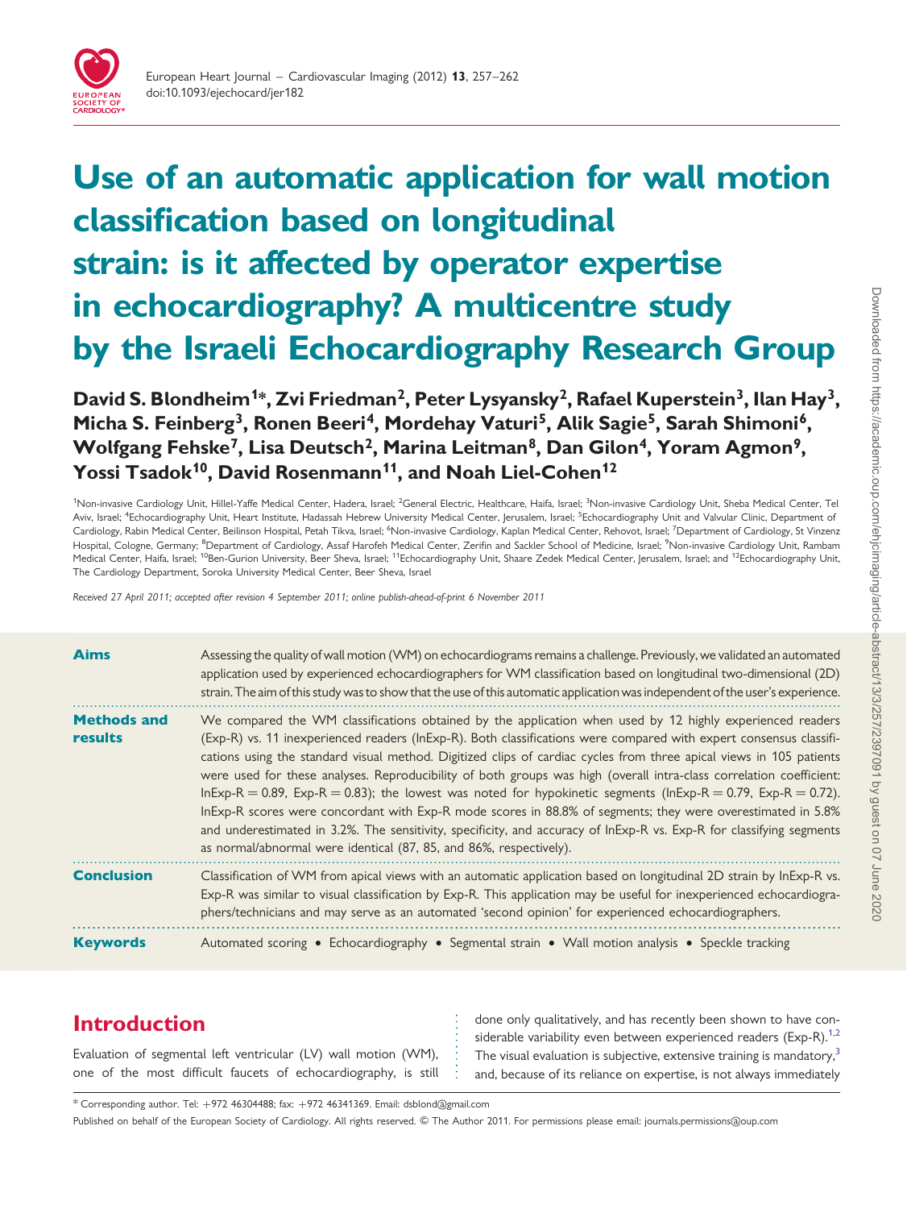# Use of an automatic application for wall motion classification based on longitudinal strain: is it affected by operator expertise in echocardiography? A multicentre study by the Israeli Echocardiography Research Group

**David S. Blondheim[1]\*, Zvi Friedman[2], Peter Lysyansky[2], Rafael Kuperstein[3], Ilan Hay[3], Micha S. Feinberg[3], Ronen Beeri[4], Mordehay Vaturi[5], Alik Sagie[5], Sarah Shimoni[6], Wolfgang Fehske[7], Lisa Deutsch[2], Marina Leitman[8], Dan Gilon[4], Yoram Agmon[9], Yossi Tsadok[10], David Rosenmann[11], and Noah Liel-Cohen[12]**

[1]Non-invasive Cardiology Unit, Hillel-Yaffe Medical Center, Hadera, Israel; [2]General Electric, Healthcare, Haifa, Israel; [3]Non-invasive Cardiology Unit, Sheba Medical Center, Tel Aviv, Israel; [4]Echocardiography Unit, Heart Institute, Hadassah Hebrew University Medical Center, Jerusalem, Israel; [5]Echocardiography Unit and Valvular Clinic, Department of Cardiology, Rabin Medical Center, Beilinson Hospital, Petah Tikva, Israel; [6]Non-invasive Cardiology, Kaplan Medical Center, Rehovot, Israel; [7]Department of Cardiology, St Vinzenz Hospital, Cologne, Germany; [8]Department of Cardiology, Assaf Harofeh Medical Center, Zerifin and Sackler School of Medicine, Israel; [9]Non-invasive Cardiology Unit, Rambam Medical Center, Haifa, Israel; [10]Ben-Gurion University, Beer Sheva, Israel; [11]Echocardiography Unit, Shaare Zedek Medical Center, Jerusalem, Israel; and [12]Echocardiography Unit, The Cardiology Department, Soroka University Medical Center, Beer Sheva, Israel

*Received 27 April 2011; accepted after revision 4 September 2011; online publish-ahead-of-print 6 November 2011*

**Aims** Assessing the quality of wall motion (WM) on echocardiograms remains a challenge. Previously, we validated an automated application used by experienced echocardiographers for WM classification based on longitudinal two-dimensional (2D) strain. The aim of this study was to show that the use of this automatic application was independent of the user's experience.

**Methods and results** We compared the WM classifications obtained by the application when used by 12 highly experienced readers (Exp-R) vs. 11 inexperienced readers (InExp-R). Both classifications were compared with expert consensus classifications using the standard visual method. Digitized clips of cardiac cycles from three apical views in 105 patients were used for these analyses. Reproducibility of both groups was high (overall intra-class correlation coefficient: InExp-R = 0.89, Exp-R = 0.83); the lowest was noted for hypokinetic segments (InExp-R = 0.79, Exp-R = 0.72). InExp-R scores were concordant with Exp-R mode scores in 88.8% of segments; they were overestimated in 5.8% and underestimated in 3.2%. The sensitivity, specificity, and accuracy of InExp-R vs. Exp-R for classifying segments as normal/abnormal were identical (87, 85, and 86%, respectively).

**Conclusion** Classification of WM from apical views with an automatic application based on longitudinal 2D strain by InExp-R vs. Exp-R was similar to visual classification by Exp-R. This application may be useful for inexperienced echocardiographers/technicians and may serve as an automated 'second opinion' for experienced echocardiographers.

**Keywords** Automated scoring • Echocardiography • Segmental strain • Wall motion analysis • Speckle tracking

## Introduction

Evaluation of segmental left ventricular (LV) wall motion (WM), one of the most difficult faucets of echocardiography, is still done only qualitatively, and has recently been shown to have considerable variability even between experienced readers (Exp-R).[1,2] The visual evaluation is subjective, extensive training is mandatory,[3] and, because of its reliance on expertise, is not always immediately

\* Corresponding author. Tel: +972 46304488; fax: +972 46341369. Email: dsblond@gmail.com

Published on behalf of the European Society of Cardiology. All rights reserved. © The Author 2011. For permissions please email: journals.permissions@oup.com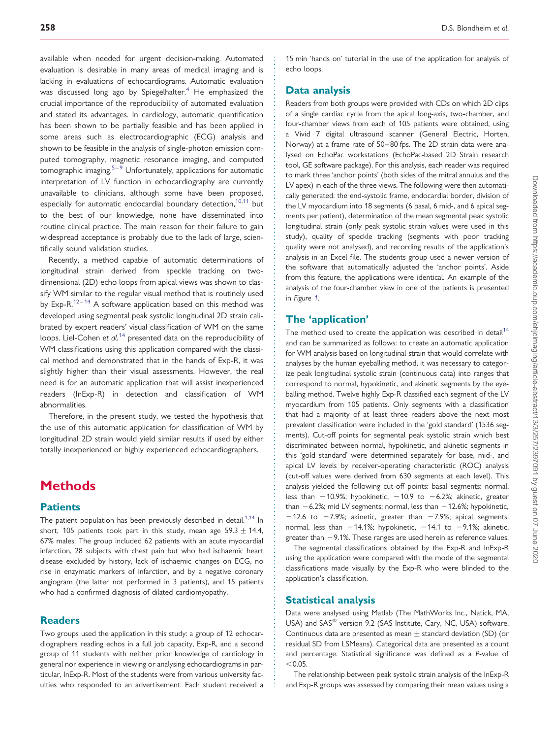available when needed for urgent decision-making. Automated evaluation is desirable in many areas of medical imaging and is lacking in evaluations of echocardiograms. Automatic evaluation was discussed long ago by Spiegelhalter.[4] He emphasized the crucial importance of the reproducibility of automated evaluation and stated its advantages. In cardiology, automatic quantification has been shown to be partially feasible and has been applied in some areas such as electrocardiographic (ECG) analysis and shown to be feasible in the analysis of single-photon emission computed tomography, magnetic resonance imaging, and computed tomographic imaging.[5–9] Unfortunately, applications for automatic interpretation of LV function in echocardiography are currently unavailable to clinicians, although some have been proposed, especially for automatic endocardial boundary detection,[10,11] but to the best of our knowledge, none have disseminated into routine clinical practice. The main reason for their failure to gain widespread acceptance is probably due to the lack of large, scientifically sound validation studies.

Recently, a method capable of automatic determinations of longitudinal strain derived from speckle tracking on two-dimensional (2D) echo loops from apical views was shown to classify WM similar to the regular visual method that is routinely used by Exp-R.[12–14] A software application based on this method was developed using segmental peak systolic longitudinal 2D strain calibrated by expert readers' visual classification of WM on the same loops. Liel-Cohen *et al.*[14] presented data on the reproducibility of WM classifications using this application compared with the classical method and demonstrated that in the hands of Exp-R, it was slightly higher than their visual assessments. However, the real need is for an automatic application that will assist inexperienced readers (InExp-R) in detection and classification of WM abnormalities.

Therefore, in the present study, we tested the hypothesis that the use of this automatic application for classification of WM by longitudinal 2D strain would yield similar results if used by either totally inexperienced or highly experienced echocardiographers.

# Methods

## Patients

The patient population has been previously described in detail.[1,14] In short, 105 patients took part in this study, mean age 59.3 ± 14.4, 67% males. The group included 62 patients with an acute myocardial infarction, 28 subjects with chest pain but who had ischaemic heart disease excluded by history, lack of ischaemic changes on ECG, no rise in enzymatic markers of infarction, and by a negative coronary angiogram (the latter not performed in 3 patients), and 15 patients who had a confirmed diagnosis of dilated cardiomyopathy.

## Readers

Two groups used the application in this study: a group of 12 echocardiographers reading echos in a full job capacity, Exp-R, and a second group of 11 students with neither prior knowledge of cardiology in general nor experience in viewing or analysing echocardiograms in particular, InExp-R. Most of the students were from various university faculties who responded to an advertisement. Each student received a 15 min 'hands on' tutorial in the use of the application for analysis of echo loops.

## Data analysis

Readers from both groups were provided with CDs on which 2D clips of a single cardiac cycle from the apical long-axis, two-chamber, and four-chamber views from each of 105 patients were obtained, using a Vivid 7 digital ultrasound scanner (General Electric, Horten, Norway) at a frame rate of 50–80 fps. The 2D strain data were analysed on EchoPac workstations (EchoPac-based 2D Strain research tool, GE software package). For this analysis, each reader was required to mark three 'anchor points' (both sides of the mitral annulus and the LV apex) in each of the three views. The following were then automatically generated: the end-systolic frame, endocardial border, division of the LV myocardium into 18 segments (6 basal, 6 mid-, and 6 apical segments per patient), determination of the mean segmental peak systolic longitudinal strain (only peak systolic strain values were used in this study), quality of speckle tracking (segments with poor tracking quality were not analysed), and recording results of the application's analysis in an Excel file. The students group used a newer version of the software that automatically adjusted the 'anchor points'. Aside from this feature, the applications were identical. An example of the analysis of the four-chamber view in one of the patients is presented in *Figure 1*.

## The 'application'

The method used to create the application was described in detail[14] and can be summarized as follows: to create an automatic application for WM analysis based on longitudinal strain that would correlate with analyses by the human eyeballing method, it was necessary to categorize peak longitudinal strain (continuous data) into ranges that correspond to normal, hypokinetic, and akinetic segments by the eyeballing method. Twelve highly Exp-R classified each segment of the LV myocardium from 105 patients. Only segments with a classification that had a majority of at least three readers above the next most prevalent classification were included in the 'gold standard' (1536 segments). Cut-off points for segmental peak systolic strain which best discriminated between normal, hypokinetic, and akinetic segments in this 'gold standard' were determined separately for base, mid-, and apical LV levels by receiver-operating characteristic (ROC) analysis (cut-off values were derived from 630 segments at each level). This analysis yielded the following cut-off points: basal segments: normal, less than −10.9%; hypokinetic, −10.9 to −6.2%; akinetic, greater than −6.2%; mid LV segments: normal, less than −12.6%; hypokinetic, −12.6 to −7.9%; akinetic, greater than −7.9%; apical segments: normal, less than −14.1%; hypokinetic, −14.1 to −9.1%; akinetic, greater than −9.1%. These ranges are used herein as reference values.

The segmental classifications obtained by the Exp-R and InExp-R using the application were compared with the mode of the segmental classifications made visually by the Exp-R who were blinded to the application's classification.

## Statistical analysis

Data were analysed using Matlab (The MathWorks Inc., Natick, MA, USA) and SAS® version 9.2 (SAS Institute, Cary, NC, USA) software. Continuous data are presented as mean ± standard deviation (SD) (or residual SD from LSMeans). Categorical data are presented as a count and percentage. Statistical significance was defined as a *P*-value of $<0.05$.

The relationship between peak systolic strain analysis of the InExp-R and Exp-R groups was assessed by comparing their mean values using a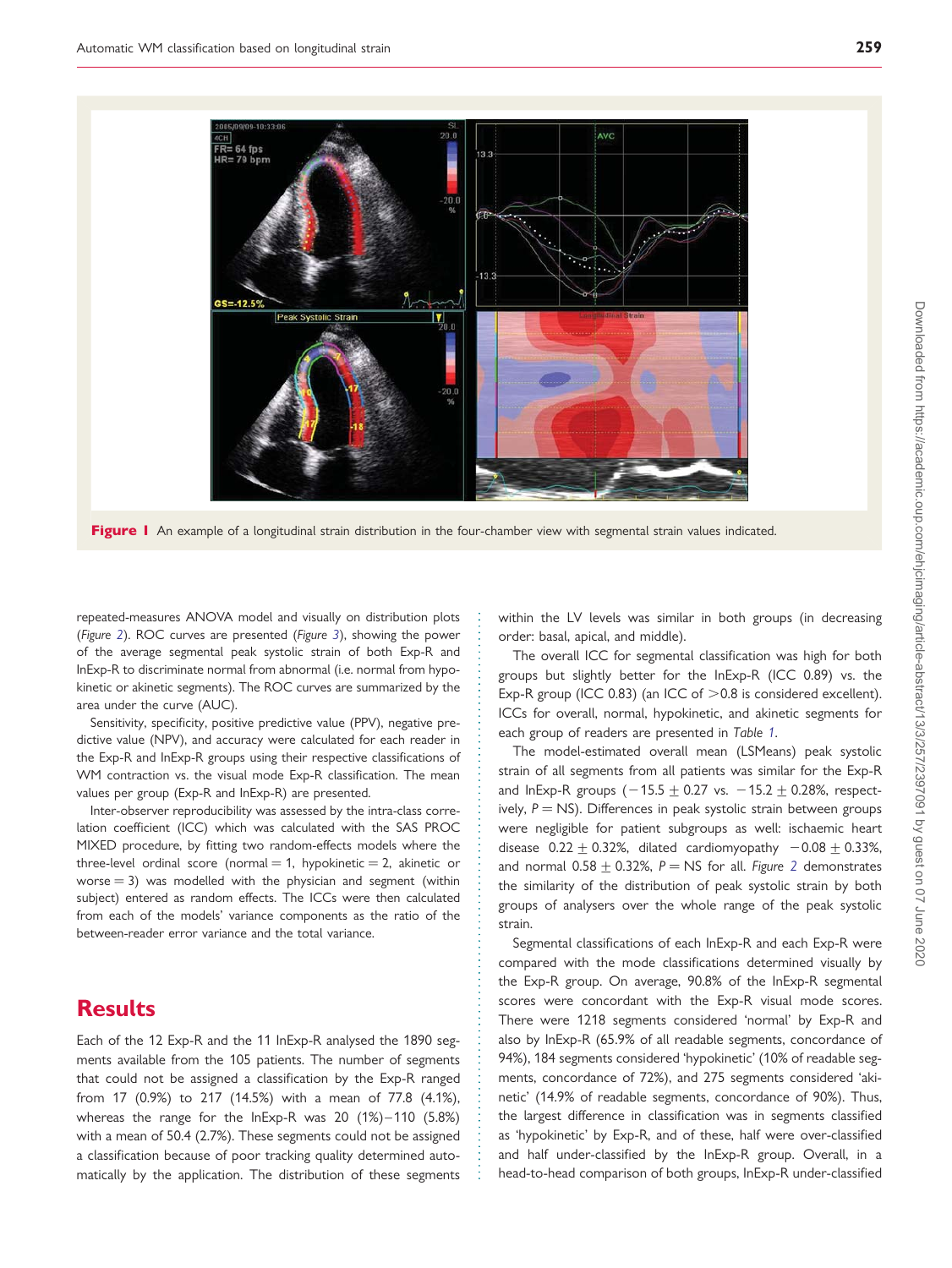**Figure 1** An example of a longitudinal strain distribution in the four-chamber view with segmental strain values indicated.

repeated-measures ANOVA model and visually on distribution plots (*Figure 2*). ROC curves are presented (*Figure 3*), showing the power of the average segmental peak systolic strain of both Exp-R and InExp-R to discriminate normal from abnormal (i.e. normal from hypokinetic or akinetic segments). The ROC curves are summarized by the area under the curve (AUC).

Sensitivity, specificity, positive predictive value (PPV), negative predictive value (NPV), and accuracy were calculated for each reader in the Exp-R and InExp-R groups using their respective classifications of WM contraction vs. the visual mode Exp-R classification. The mean values per group (Exp-R and InExp-R) are presented.

Inter-observer reproducibility was assessed by the intra-class correlation coefficient (ICC) which was calculated with the SAS PROC MIXED procedure, by fitting two random-effects models where the three-level ordinal score (normal = 1, hypokinetic = 2, akinetic or worse = 3) was modelled with the physician and segment (within subject) entered as random effects. The ICCs were then calculated from each of the models' variance components as the ratio of the between-reader error variance and the total variance.

## Results

Each of the 12 Exp-R and the 11 InExp-R analysed the 1890 segments available from the 105 patients. The number of segments that could not be assigned a classification by the Exp-R ranged from 17 (0.9%) to 217 (14.5%) with a mean of 77.8 (4.1%), whereas the range for the InExp-R was 20 (1%)–110 (5.8%) with a mean of 50.4 (2.7%). These segments could not be assigned a classification because of poor tracking quality determined automatically by the application. The distribution of these segments within the LV levels was similar in both groups (in decreasing order: basal, apical, and middle).

The overall ICC for segmental classification was high for both groups but slightly better for the InExp-R (ICC 0.89) vs. the Exp-R group (ICC 0.83) (an ICC of >0.8 is considered excellent). ICCs for overall, normal, hypokinetic, and akinetic segments for each group of readers are presented in *Table 1*.

The model-estimated overall mean (LSMeans) peak systolic strain of all segments from all patients was similar for the Exp-R and InExp-R groups (−15.5 ± 0.27 vs. −15.2 ± 0.28%, respectively, $P$ = NS). Differences in peak systolic strain between groups were negligible for patient subgroups as well: ischaemic heart disease 0.22 ± 0.32%, dilated cardiomyopathy −0.08 ± 0.33%, and normal 0.58 ± 0.32%, $P$ = NS for all. *Figure 2* demonstrates the similarity of the distribution of peak systolic strain by both groups of analysers over the whole range of the peak systolic strain.

Segmental classifications of each InExp-R and each Exp-R were compared with the mode classifications determined visually by the Exp-R group. On average, 90.8% of the InExp-R segmental scores were concordant with the Exp-R visual mode scores. There were 1218 segments considered 'normal' by Exp-R and also by InExp-R (65.9% of all readable segments, concordance of 94%), 184 segments considered 'hypokinetic' (10% of readable segments, concordance of 72%), and 275 segments considered 'akinetic' (14.9% of readable segments, concordance of 90%). Thus, the largest difference in classification was in segments classified as 'hypokinetic' by Exp-R, and of these, half were over-classified and half under-classified by the InExp-R group. Overall, in a head-to-head comparison of both groups, InExp-R under-classified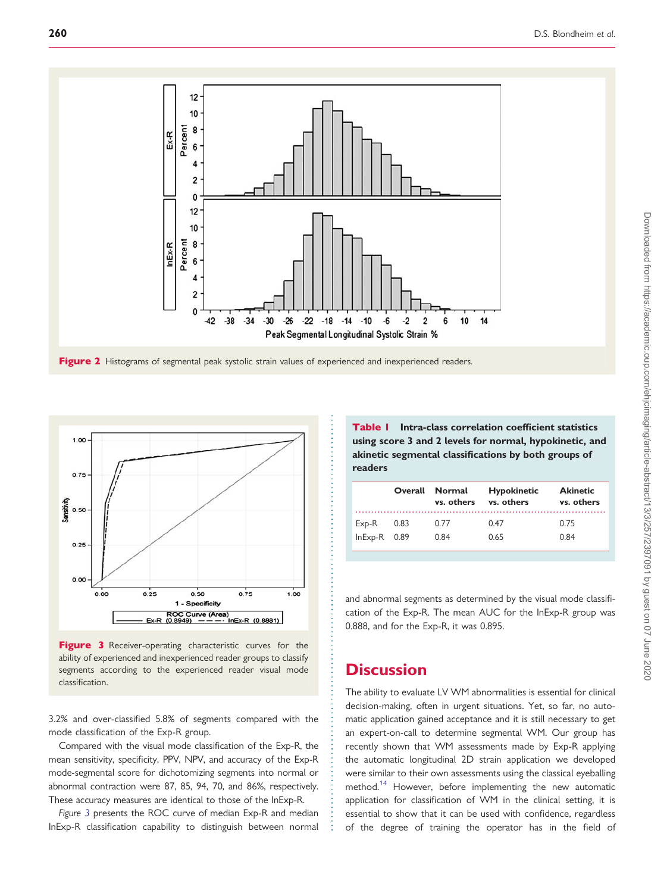Figure 2 Histograms of segmental peak systolic strain values of experienced and inexperienced readers.

Figure 3 Receiver-operating characteristic curves for the ability of experienced and inexperienced reader groups to classify segments according to the experienced reader visual mode classification.

3.2% and over-classified 5.8% of segments compared with the mode classification of the Exp-R group.

Compared with the visual mode classification of the Exp-R, the mean sensitivity, specificity, PPV, NPV, and accuracy of the Exp-R mode-segmental score for dichotomizing segments into normal or abnormal contraction were 87, 85, 94, 70, and 86%, respectively. These accuracy measures are identical to those of the InExp-R.

*Figure 3* presents the ROC curve of median Exp-R and median InExp-R classification capability to distinguish between normal and abnormal segments as determined by the visual mode classification of the Exp-R. The mean AUC for the InExp-R group was 0.888, and for the Exp-R, it was 0.895.

**Table 1** Intra-class correlation coefficient statistics using score 3 and 2 levels for normal, hypokinetic, and akinetic segmental classifications by both groups of readers

| | Overall | Normal vs. others | Hypokinetic vs. others | Akinetic vs. others |
|---|---|---|---|---|
| Exp-R | 0.83 | 0.77 | 0.47 | 0.75 |
| InExp-R | 0.89 | 0.84 | 0.65 | 0.84 |

# Discussion

The ability to evaluate LV WM abnormalities is essential for clinical decision-making, often in urgent situations. Yet, so far, no automatic application gained acceptance and it is still necessary to get an expert-on-call to determine segmental WM. Our group has recently shown that WM assessments made by Exp-R applying the automatic longitudinal 2D strain application we developed were similar to their own assessments using the classical eyeballing method.[14] However, before implementing the new automatic application for classification of WM in the clinical setting, it is essential to show that it can be used with confidence, regardless of the degree of training the operator has in the field of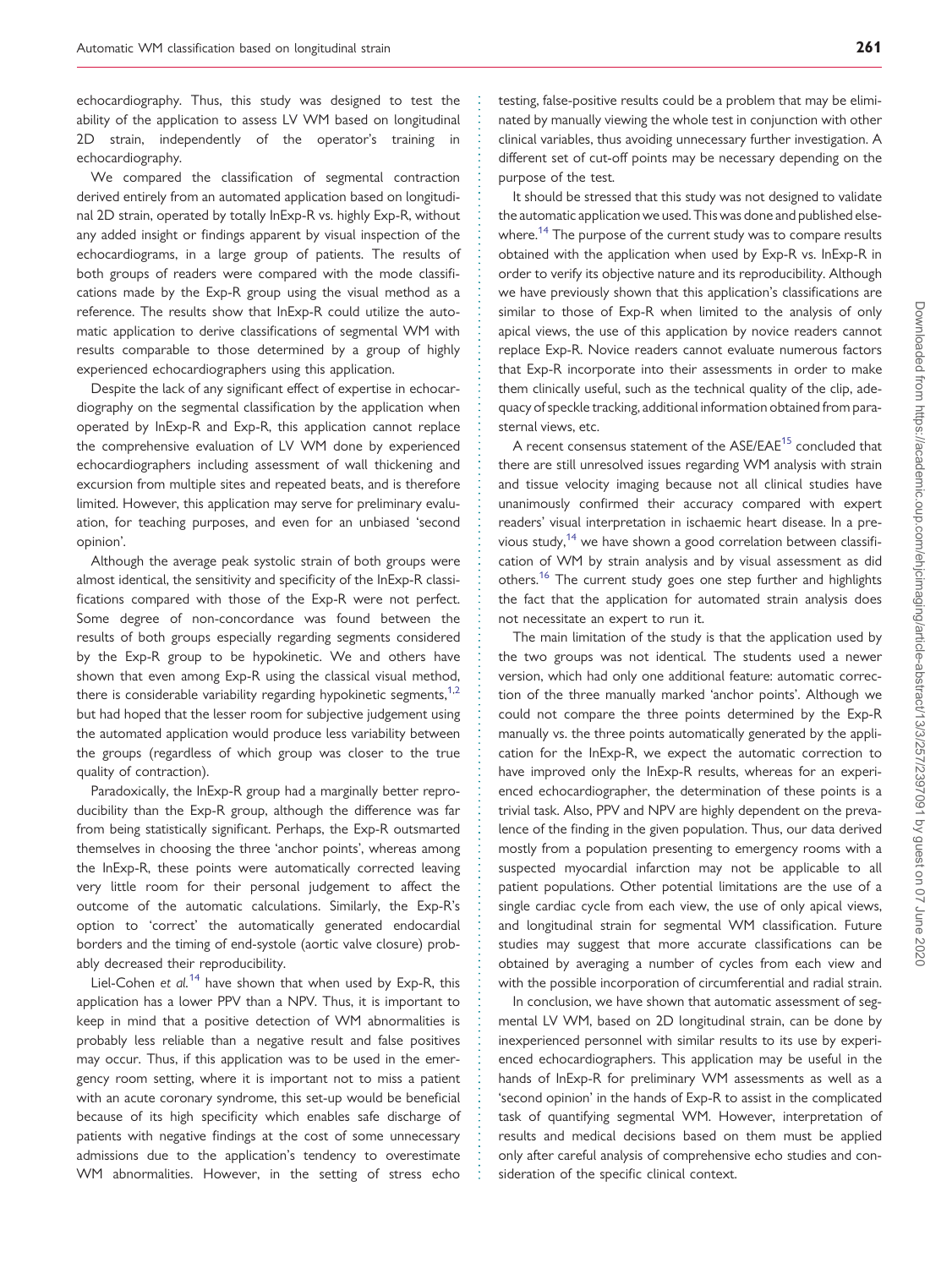echocardiography. Thus, this study was designed to test the ability of the application to assess LV WM based on longitudinal 2D strain, independently of the operator's training in echocardiography.

We compared the classification of segmental contraction derived entirely from an automated application based on longitudinal 2D strain, operated by totally InExp-R vs. highly Exp-R, without any added insight or findings apparent by visual inspection of the echocardiograms, in a large group of patients. The results of both groups of readers were compared with the mode classifications made by the Exp-R group using the visual method as a reference. The results show that InExp-R could utilize the automatic application to derive classifications of segmental WM with results comparable to those determined by a group of highly experienced echocardiographers using this application.

Despite the lack of any significant effect of expertise in echocardiography on the segmental classification by the application when operated by InExp-R and Exp-R, this application cannot replace the comprehensive evaluation of LV WM done by experienced echocardiographers including assessment of wall thickening and excursion from multiple sites and repeated beats, and is therefore limited. However, this application may serve for preliminary evaluation, for teaching purposes, and even for an unbiased 'second opinion'.

Although the average peak systolic strain of both groups were almost identical, the sensitivity and specificity of the InExp-R classifications compared with those of the Exp-R were not perfect. Some degree of non-concordance was found between the results of both groups especially regarding segments considered by the Exp-R group to be hypokinetic. We and others have shown that even among Exp-R using the classical visual method, there is considerable variability regarding hypokinetic segments,[1,2] but had hoped that the lesser room for subjective judgement using the automated application would produce less variability between the groups (regardless of which group was closer to the true quality of contraction).

Paradoxically, the InExp-R group had a marginally better reproducibility than the Exp-R group, although the difference was far from being statistically significant. Perhaps, the Exp-R outsmarted themselves in choosing the three 'anchor points', whereas among the InExp-R, these points were automatically corrected leaving very little room for their personal judgement to affect the outcome of the automatic calculations. Similarly, the Exp-R's option to 'correct' the automatically generated endocardial borders and the timing of end-systole (aortic valve closure) probably decreased their reproducibility.

Liel-Cohen *et al.*[14] have shown that when used by Exp-R, this application has a lower PPV than a NPV. Thus, it is important to keep in mind that a positive detection of WM abnormalities is probably less reliable than a negative result and false positives may occur. Thus, if this application was to be used in the emergency room setting, where it is important not to miss a patient with an acute coronary syndrome, this set-up would be beneficial because of its high specificity which enables safe discharge of patients with negative findings at the cost of some unnecessary admissions due to the application's tendency to overestimate WM abnormalities. However, in the setting of stress echo testing, false-positive results could be a problem that may be eliminated by manually viewing the whole test in conjunction with other clinical variables, thus avoiding unnecessary further investigation. A different set of cut-off points may be necessary depending on the purpose of the test.

It should be stressed that this study was not designed to validate the automatic application we used. This was done and published elsewhere.[14] The purpose of the current study was to compare results obtained with the application when used by Exp-R vs. InExp-R in order to verify its objective nature and its reproducibility. Although we have previously shown that this application's classifications are similar to those of Exp-R when limited to the analysis of only apical views, the use of this application by novice readers cannot replace Exp-R. Novice readers cannot evaluate numerous factors that Exp-R incorporate into their assessments in order to make them clinically useful, such as the technical quality of the clip, adequacy of speckle tracking, additional information obtained from parasternal views, etc.

A recent consensus statement of the ASE/EAE[15] concluded that there are still unresolved issues regarding WM analysis with strain and tissue velocity imaging because not all clinical studies have unanimously confirmed their accuracy compared with expert readers' visual interpretation in ischaemic heart disease. In a previous study,[14] we have shown a good correlation between classification of WM by strain analysis and by visual assessment as did others.[16] The current study goes one step further and highlights the fact that the application for automated strain analysis does not necessitate an expert to run it.

The main limitation of the study is that the application used by the two groups was not identical. The students used a newer version, which had only one additional feature: automatic correction of the three manually marked 'anchor points'. Although we could not compare the three points determined by the Exp-R manually vs. the three points automatically generated by the application for the InExp-R, we expect the automatic correction to have improved only the InExp-R results, whereas for an experienced echocardiographer, the determination of these points is a trivial task. Also, PPV and NPV are highly dependent on the prevalence of the finding in the given population. Thus, our data derived mostly from a population presenting to emergency rooms with a suspected myocardial infarction may not be applicable to all patient populations. Other potential limitations are the use of a single cardiac cycle from each view, the use of only apical views, and longitudinal strain for segmental WM classification. Future studies may suggest that more accurate classifications can be obtained by averaging a number of cycles from each view and with the possible incorporation of circumferential and radial strain.

In conclusion, we have shown that automatic assessment of segmental LV WM, based on 2D longitudinal strain, can be done by inexperienced personnel with similar results to its use by experienced echocardiographers. This application may be useful in the hands of InExp-R for preliminary WM assessments as well as a 'second opinion' in the hands of Exp-R to assist in the complicated task of quantifying segmental WM. However, interpretation of results and medical decisions based on them must be applied only after careful analysis of comprehensive echo studies and consideration of the specific clinical context.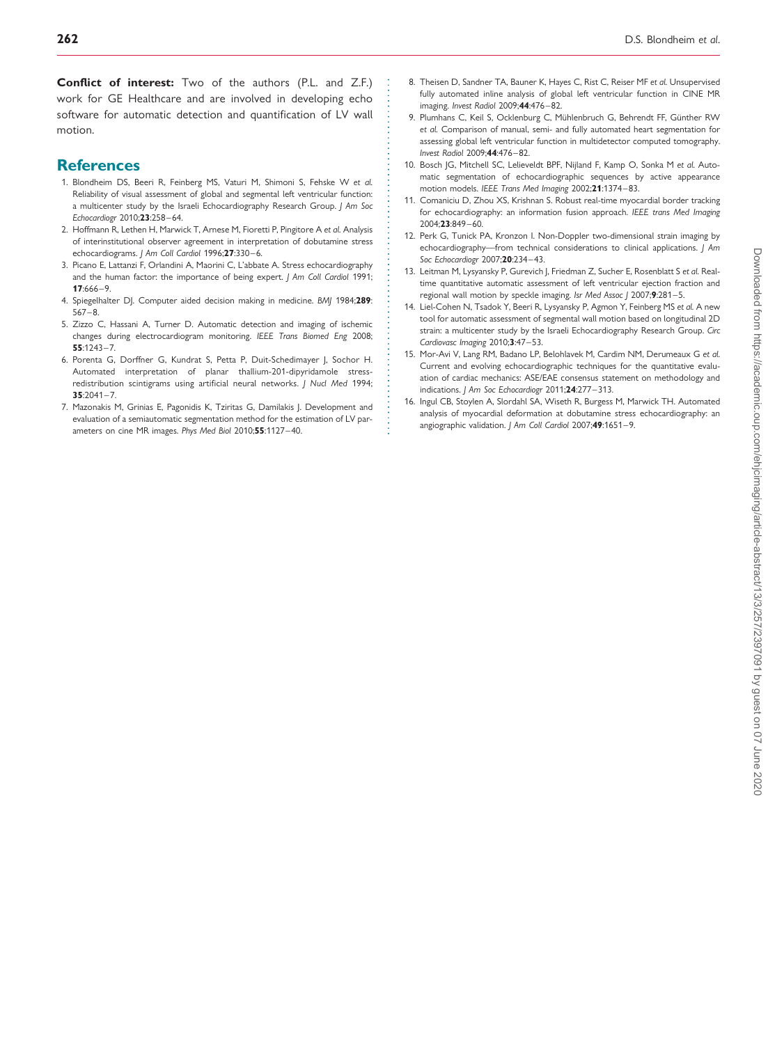**Conflict of interest:** Two of the authors (P.L. and Z.F.) work for GE Healthcare and are involved in developing echo software for automatic detection and quantification of LV wall motion.

## References

1. Blondheim DS, Beeri R, Feinberg MS, Vaturi M, Shimoni S, Fehske W *et al.* Reliability of visual assessment of global and segmental left ventricular function: a multicenter study by the Israeli Echocardiography Research Group. *J Am Soc Echocardiogr* 2010;**23**:258–64.
2. Hoffmann R, Lethen H, Marwick T, Arnese M, Fioretti P, Pingitore A *et al.* Analysis of interinstitutional observer agreement in interpretation of dobutamine stress echocardiograms. *J Am Coll Cardiol* 1996;**27**:330–6.
3. Picano E, Lattanzi F, Orlandini A, Maorini C, L'abbate A. Stress echocardiography and the human factor: the importance of being expert. *J Am Coll Cardiol* 1991; **17**:666–9.
4. Spiegelhalter DJ. Computer aided decision making in medicine. *BMJ* 1984;**289**: 567–8.
5. Zizzo C, Hassani A, Turner D. Automatic detection and imaging of ischemic changes during electrocardiogram monitoring. *IEEE Trans Biomed Eng* 2008; **55**:1243–7.
6. Porenta G, Dorffner G, Kundrat S, Petta P, Duit-Schedimayer J, Sochor H. Automated interpretation of planar thallium-201-dipyridamole stress-redistribution scintigrams using artificial neural networks. *J Nucl Med* 1994; **35**:2041–7.
7. Mazonakis M, Grinias E, Pagonidis K, Tziritas G, Damilakis J. Development and evaluation of a semiautomatic segmentation method for the estimation of LV parameters on cine MR images. *Phys Med Biol* 2010;**55**:1127–40.
8. Theisen D, Sandner TA, Bauner K, Hayes C, Rist C, Reiser MF *et al.* Unsupervised fully automated inline analysis of global left ventricular function in CINE MR imaging. *Invest Radiol* 2009;**44**:476–82.
9. Plumhans C, Keil S, Ocklenburg C, Mühlenbruch G, Behrendt FF, Günther RW *et al.* Comparison of manual, semi- and fully automated heart segmentation for assessing global left ventricular function in multidetector computed tomography. *Invest Radiol* 2009;**44**:476–82.
10. Bosch JG, Mitchell SC, Lelieveldt BPF, Nijland F, Kamp O, Sonka M *et al.* Automatic segmentation of echocardiographic sequences by active appearance motion models. *IEEE Trans Med Imaging* 2002;**21**:1374–83.
11. Comaniciu D, Zhou XS, Krishnan S. Robust real-time myocardial border tracking for echocardiography: an information fusion approach. *IEEE trans Med Imaging* 2004;**23**:849–60.
12. Perk G, Tunick PA, Kronzon I. Non-Doppler two-dimensional strain imaging by echocardiography—from technical considerations to clinical applications. *J Am Soc Echocardiogr* 2007;**20**:234–43.
13. Leitman M, Lysyansky P, Gurevich J, Friedman Z, Sucher E, Rosenblatt S *et al.* Real-time quantitative automatic assessment of left ventricular ejection fraction and regional wall motion by speckle imaging. *Isr Med Assoc J* 2007;**9**:281–5.
14. Liel-Cohen N, Tsadok Y, Beeri R, Lysyansky P, Agmon Y, Feinberg MS *et al.* A new tool for automatic assessment of segmental wall motion based on longitudinal 2D strain: a multicenter study by the Israeli Echocardiography Research Group. *Circ Cardiovasc Imaging* 2010;**3**:47–53.
15. Mor-Avi V, Lang RM, Badano LP, Belohlavek M, Cardim NM, Derumeaux G *et al.* Current and evolving echocardiographic techniques for the quantitative evaluation of cardiac mechanics: ASE/EAE consensus statement on methodology and indications. *J Am Soc Echocardiogr* 2011;**24**:277–313.
16. Ingul CB, Stoylen A, Slordahl SA, Wiseth R, Burgess M, Marwick TH. Automated analysis of myocardial deformation at dobutamine stress echocardiography: an angiographic validation. *J Am Coll Cardiol* 2007;**49**:1651–9.